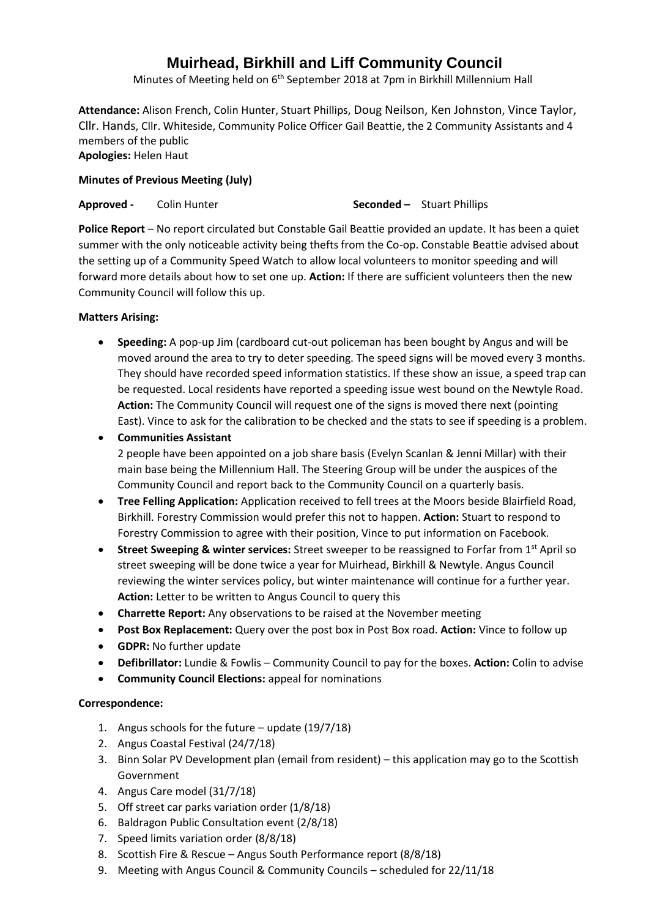# Muirhead, Birkhill and Liff Community Council

Minutes of Meeting held on 6th September 2018 at 7pm in Birkhill Millennium Hall

**Attendance:** Alison French, Colin Hunter, Stuart Phillips, Doug Neilson, Ken Johnston, Vince Taylor, Cllr. Hands, Cllr. Whiteside, Community Police Officer Gail Beattie, the 2 Community Assistants and 4 members of the public

**Apologies:** Helen Haut

**Minutes of Previous Meeting (July)**

**Approved -** Colin Hunter **Seconded –** Stuart Phillips

**Police Report** – No report circulated but Constable Gail Beattie provided an update. It has been a quiet summer with the only noticeable activity being thefts from the Co-op. Constable Beattie advised about the setting up of a Community Speed Watch to allow local volunteers to monitor speeding and will forward more details about how to set one up. **Action:** If there are sufficient volunteers then the new Community Council will follow this up.

**Matters Arising:**

- **Speeding:** A pop-up Jim (cardboard cut-out policeman has been bought by Angus and will be moved around the area to try to deter speeding. The speed signs will be moved every 3 months. They should have recorded speed information statistics. If these show an issue, a speed trap can be requested. Local residents have reported a speeding issue west bound on the Newtyle Road. **Action:** The Community Council will request one of the signs is moved there next (pointing East). Vince to ask for the calibration to be checked and the stats to see if speeding is a problem.
- **Communities Assistant**
  2 people have been appointed on a job share basis (Evelyn Scanlan & Jenni Millar) with their main base being the Millennium Hall. The Steering Group will be under the auspices of the Community Council and report back to the Community Council on a quarterly basis.
- **Tree Felling Application:** Application received to fell trees at the Moors beside Blairfield Road, Birkhill. Forestry Commission would prefer this not to happen. **Action:** Stuart to respond to Forestry Commission to agree with their position, Vince to put information on Facebook.
- **Street Sweeping & winter services:** Street sweeper to be reassigned to Forfar from 1st April so street sweeping will be done twice a year for Muirhead, Birkhill & Newtyle. Angus Council reviewing the winter services policy, but winter maintenance will continue for a further year. **Action:** Letter to be written to Angus Council to query this
- **Charrette Report:** Any observations to be raised at the November meeting
- **Post Box Replacement:** Query over the post box in Post Box road. **Action:** Vince to follow up
- **GDPR:** No further update
- **Defibrillator:** Lundie & Fowlis – Community Council to pay for the boxes. **Action:** Colin to advise
- **Community Council Elections:** appeal for nominations

**Correspondence:**

1. Angus schools for the future – update (19/7/18)
2. Angus Coastal Festival (24/7/18)
3. Binn Solar PV Development plan (email from resident) – this application may go to the Scottish Government
4. Angus Care model (31/7/18)
5. Off street car parks variation order (1/8/18)
6. Baldragon Public Consultation event (2/8/18)
7. Speed limits variation order (8/8/18)
8. Scottish Fire & Rescue – Angus South Performance report (8/8/18)
9. Meeting with Angus Council & Community Councils – scheduled for 22/11/18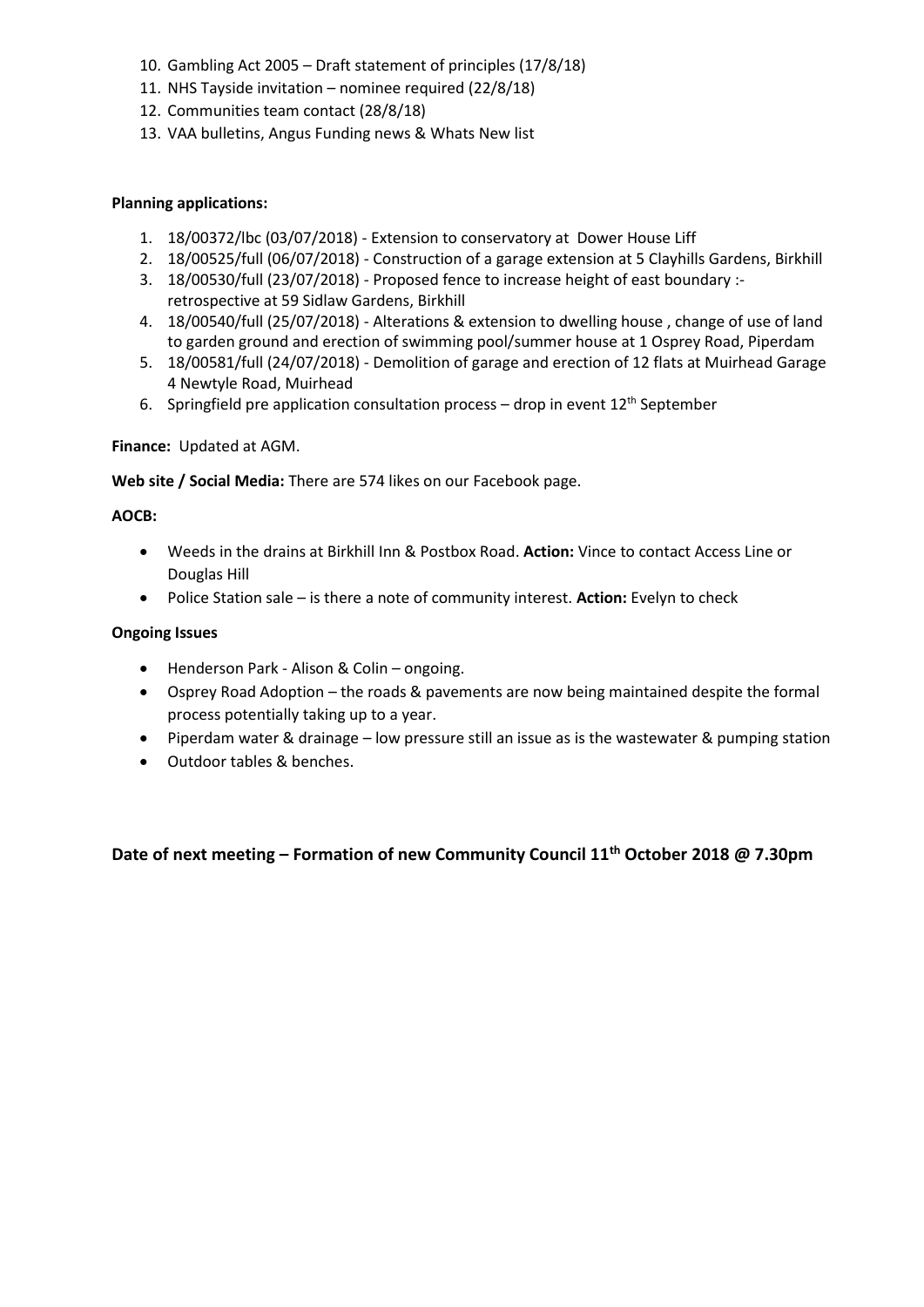10. Gambling Act 2005 – Draft statement of principles (17/8/18)
11. NHS Tayside invitation – nominee required (22/8/18)
12. Communities team contact (28/8/18)
13. VAA bulletins, Angus Funding news & Whats New list

**Planning applications:**

1. 18/00372/lbc (03/07/2018) - Extension to conservatory at Dower House Liff
2. 18/00525/full (06/07/2018) - Construction of a garage extension at 5 Clayhills Gardens, Birkhill
3. 18/00530/full (23/07/2018) - Proposed fence to increase height of east boundary :- retrospective at 59 Sidlaw Gardens, Birkhill
4. 18/00540/full (25/07/2018) - Alterations & extension to dwelling house , change of use of land to garden ground and erection of swimming pool/summer house at 1 Osprey Road, Piperdam
5. 18/00581/full (24/07/2018) - Demolition of garage and erection of 12 flats at Muirhead Garage 4 Newtyle Road, Muirhead
6. Springfield pre application consultation process – drop in event 12th September

**Finance:** Updated at AGM.

**Web site / Social Media:** There are 574 likes on our Facebook page.

**AOCB:**

- Weeds in the drains at Birkhill Inn & Postbox Road. **Action:** Vince to contact Access Line or Douglas Hill
- Police Station sale – is there a note of community interest. **Action:** Evelyn to check

**Ongoing Issues**

- Henderson Park - Alison & Colin – ongoing.
- Osprey Road Adoption – the roads & pavements are now being maintained despite the formal process potentially taking up to a year.
- Piperdam water & drainage – low pressure still an issue as is the wastewater & pumping station
- Outdoor tables & benches.

**Date of next meeting – Formation of new Community Council 11th October 2018 @ 7.30pm**